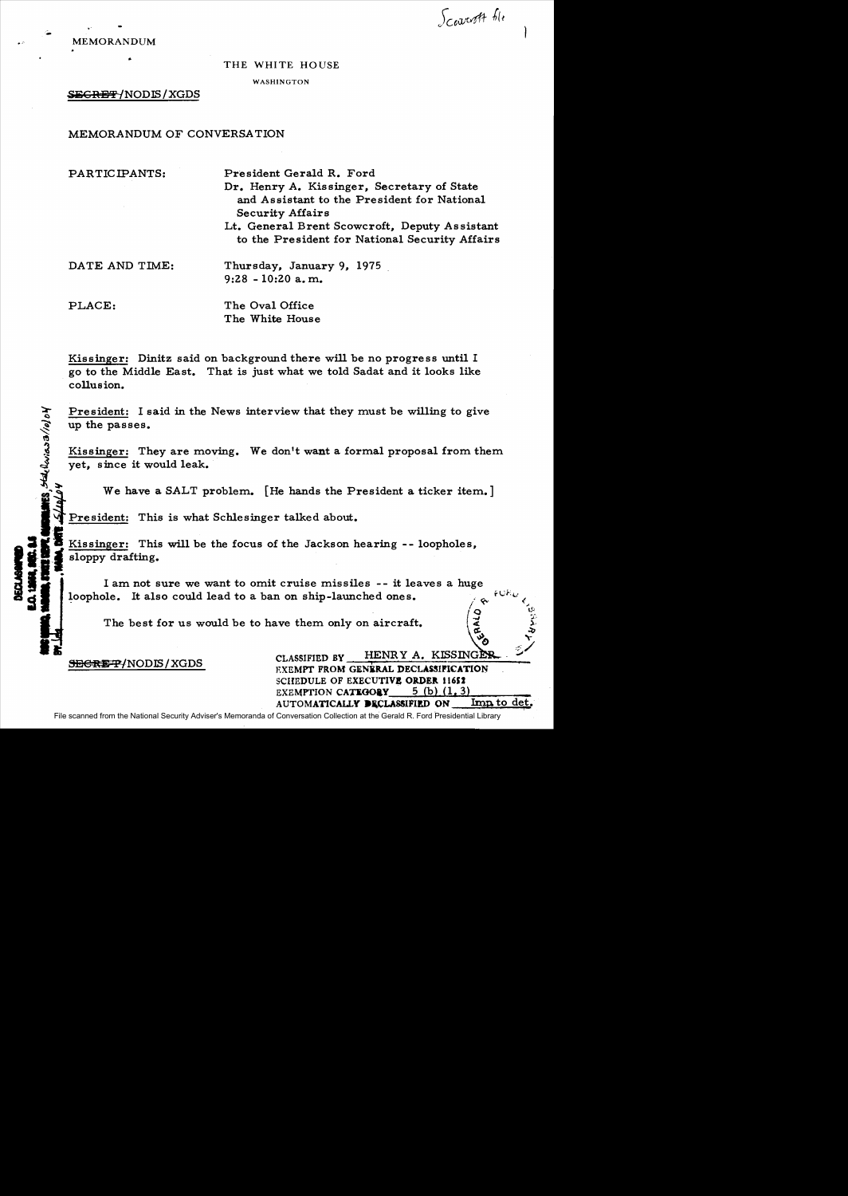Scowcroft file

MEMORANDUM

THE WHITE HOUSE

WASHINGTON

~~SECRET~~/NODIS/XGDS

MEMORANDUM OF CONVERSATION

PARTICIPANTS: President Gerald R. Ford
Dr. Henry A. Kissinger, Secretary of State and Assistant to the President for National Security Affairs
Lt. General Brent Scowcroft, Deputy Assistant to the President for National Security Affairs

DATE AND TIME: Thursday, January 9, 1975
9:28 - 10:20 a.m.

PLACE: The Oval Office
The White House

Kissinger: Dinitz said on background there will be no progress until I go to the Middle East. That is just what we told Sadat and it looks like collusion.

President: I said in the News interview that they must be willing to give up the passes.

Kissinger: They are moving. We don't want a formal proposal from them yet, since it would leak.

We have a SALT problem. [He hands the President a ticker item.]

President: This is what Schlesinger talked about.

Kissinger: This will be the focus of the Jackson hearing -- loopholes, sloppy drafting.

I am not sure we want to omit cruise missiles -- it leaves a huge loophole. It also could lead to a ban on ship-launched ones.

The best for us would be to have them only on aircraft.

~~SECRET~~/NODIS/XGDS

CLASSIFIED BY HENRY A. KISSINGER
EXEMPT FROM GENERAL DECLASSIFICATION SCHEDULE OF EXECUTIVE ORDER 11652
EXEMPTION CATEGORY 5 (b) (1, 3)
AUTOMATICALLY DECLASSIFIED ON Imp to det.

DECLASSIFIED
E.O. 12958, SEC. 3.5
NSC MEMO, 11/24/98, STATE DEPT. GUIDELINES, State Review 3/10/04
BY [illegible], NARA, DATE 5/10/04

File scanned from the National Security Adviser's Memoranda of Conversation Collection at the Gerald R. Ford Presidential Library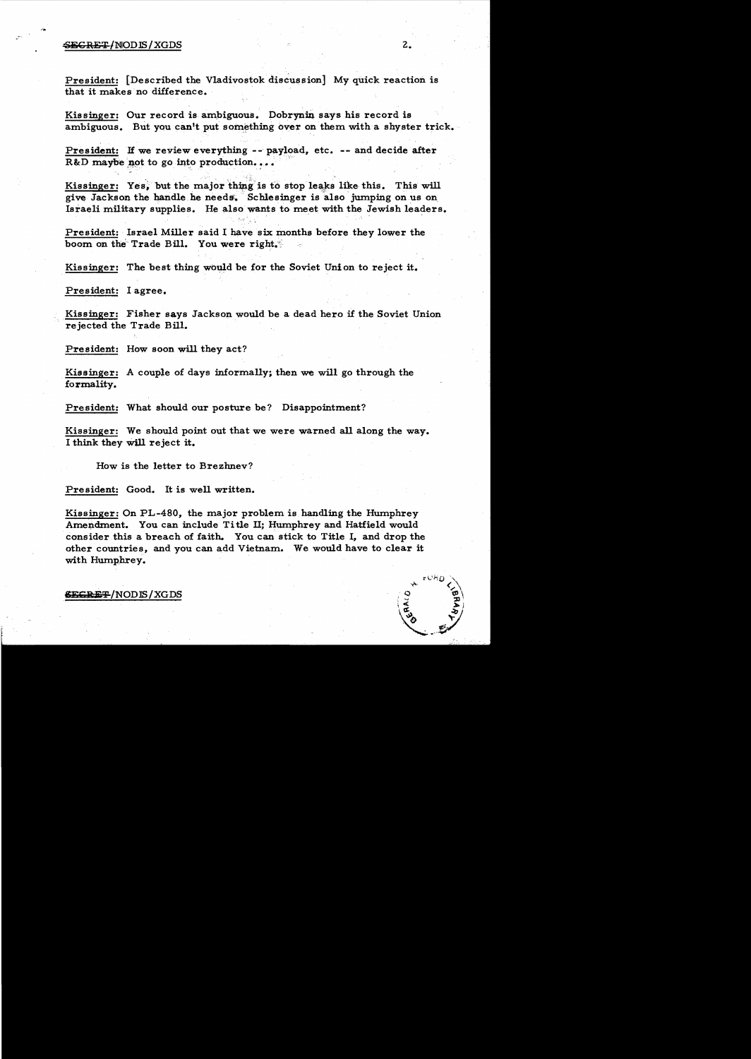President: [Described the Vladivostok discussion] My quick reaction is that it makes no difference.

Kissinger: Our record is ambiguous. Dobrynin says his record is ambiguous. But you can't put something over on them with a shyster trick.

President: If we review everything -- payload, etc. -- and decide after R&D maybe not to go into production....

Kissinger: Yes, but the major thing is to stop leaks like this. This will give Jackson the handle he needs. Schlesinger is also jumping on us on Israeli military supplies. He also wants to meet with the Jewish leaders.

President: Israel Miller said I have six months before they lower the boom on the Trade Bill. You were right.

Kissinger: The best thing would be for the Soviet Union to reject it.

President: I agree.

Kissinger: Fisher says Jackson would be a dead hero if the Soviet Union rejected the Trade Bill.

President: How soon will they act?

Kissinger: A couple of days informally; then we will go through the formality.

President: What should our posture be? Disappointment?

Kissinger: We should point out that we were warned all along the way. I think they will reject it.

How is the letter to Brezhnev?

President: Good. It is well written.

Kissinger: On PL-480, the major problem is handling the Humphrey Amendment. You can include Title II; Humphrey and Hatfield would consider this a breach of faith. You can stick to Title I, and drop the other countries, and you can add Vietnam. We would have to clear it with Humphrey.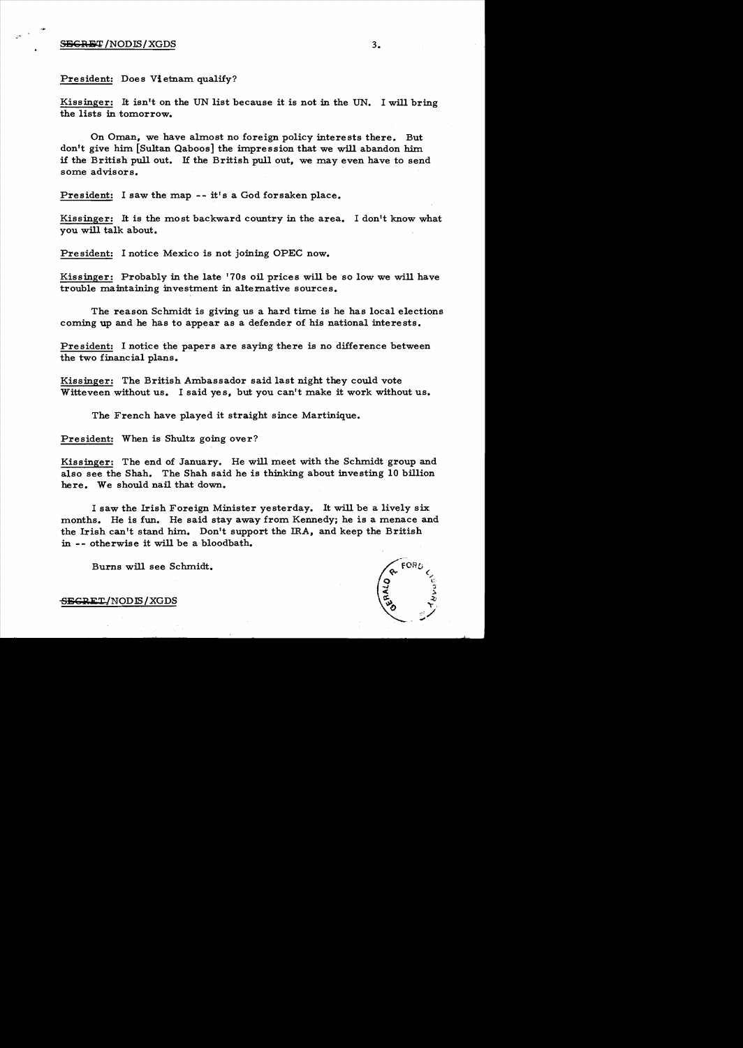President: Does Vietnam qualify?

Kissinger: It isn't on the UN list because it is not in the UN. I will bring the lists in tomorrow.

On Oman, we have almost no foreign policy interests there. But don't give him [Sultan Qaboos] the impression that we will abandon him if the British pull out. If the British pull out, we may even have to send some advisors.

President: I saw the map -- it's a God forsaken place.

Kissinger: It is the most backward country in the area. I don't know what you will talk about.

President: I notice Mexico is not joining OPEC now.

Kissinger: Probably in the late '70s oil prices will be so low we will have trouble maintaining investment in alternative sources.

The reason Schmidt is giving us a hard time is he has local elections coming up and he has to appear as a defender of his national interests.

President: I notice the papers are saying there is no difference between the two financial plans.

Kissinger: The British Ambassador said last night they could vote Witteveen without us. I said yes, but you can't make it work without us.

The French have played it straight since Martinique.

President: When is Shultz going over?

Kissinger: The end of January. He will meet with the Schmidt group and also see the Shah. The Shah said he is thinking about investing 10 billion here. We should nail that down.

I saw the Irish Foreign Minister yesterday. It will be a lively six months. He is fun. He said stay away from Kennedy; he is a menace and the Irish can't stand him. Don't support the IRA, and keep the British in -- otherwise it will be a bloodbath.

Burns will see Schmidt.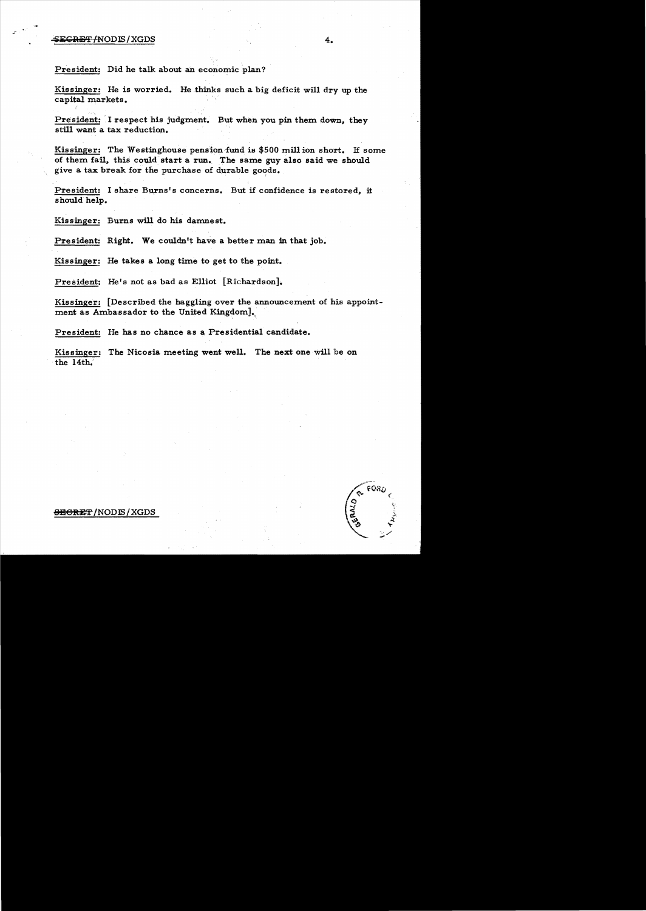President: Did he talk about an economic plan?

Kissinger: He is worried. He thinks such a big deficit will dry up the capital markets.

President: I respect his judgment. But when you pin them down, they still want a tax reduction.

Kissinger: The Westinghouse pension fund is $500 million short. If some of them fail, this could start a run. The same guy also said we should give a tax break for the purchase of durable goods.

President: I share Burns's concerns. But if confidence is restored, it should help.

Kissinger: Burns will do his damnest.

President: Right. We couldn't have a better man in that job.

Kissinger: He takes a long time to get to the point.

President: He's not as bad as Elliot [Richardson].

Kissinger: [Described the haggling over the announcement of his appointment as Ambassador to the United Kingdom].

President: He has no chance as a Presidential candidate.

Kissinger: The Nicosia meeting went well. The next one will be on the 14th.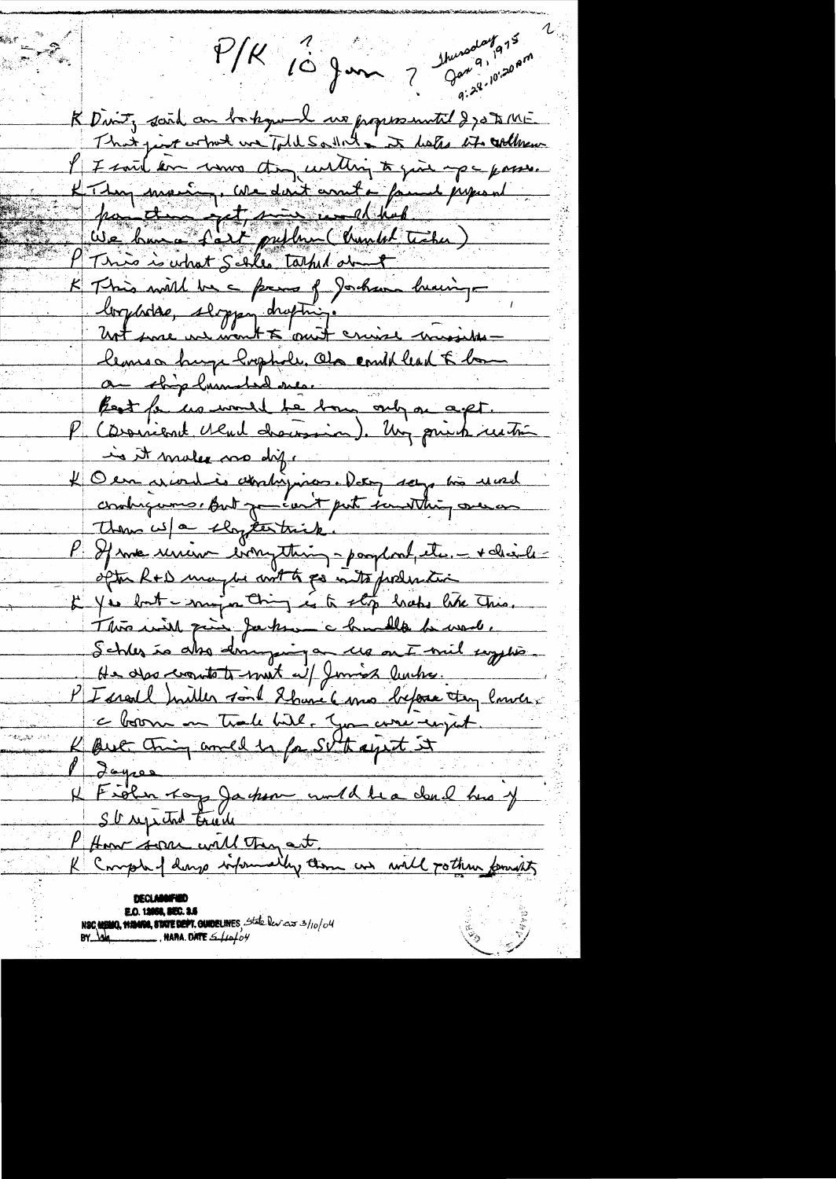P/K 10 Jan ? Thursday, Jan 9, 1975 9:28-10:20 am

K Dinitz said on background no progress until I got to ME. That just what we told Sadat & it looks like a collusion.

P I said in war this writing to give up a passe.

K They mean, we don't want a formal proposal from them yet, since it would leak. We have a Sadat problem (Ismail Fahmi).

P This is what Schlee talked about.

K This will be a form of Jackson having loophole, sloppy drafting. Not sure we want to omit cruise missiles — leaves a huge loophole. Also could lead to bomber ship launched ones. Best for us would be bomber only on a get.

P (Discussed Vlad discussion). Any point in cutting is it makes no diff.

K Our wisdom is ambiguous. Dobry says his word ambiguous. But you can't put something over on them w/ a sloppy trick.

P If we review everything - payload, etc. - & decide after R+D maybe not to go into production.

K Yes but - major thing is to stop leaks like this. This will give Jackson a handle he wants. Schlesinger is also damaging us on Diego Garcia. He also wants to meet w/ Jimmy Carter.

P Israel Miller said Iran 6 mo before they launch a boom on Trade bill. You were right.

K Best thing would be for SU to reject it.

P Jaypee

K Fisher says Jackson would be a dead bird if SU rejected trade.

P How soon will they act.

K Comply of being informally then we will go thru formality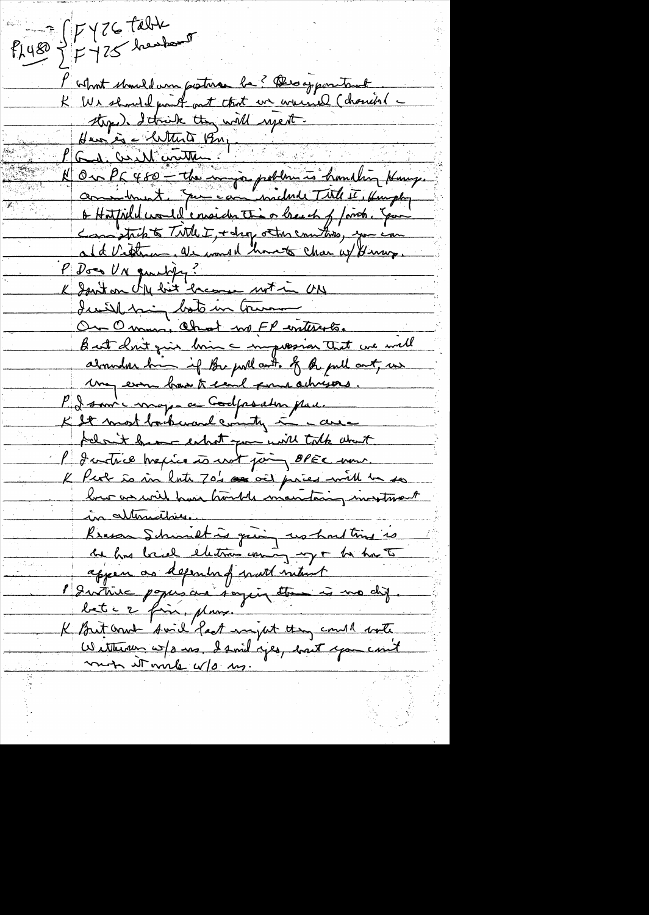PL480 { FY76 table
FY75 breakout

P What should our posture be? Disappointment.

K We should point out that we received (character) – steps. I think they will reject.
Here is a letter to Bry.

P Good. Well written.

K On PL480 – the major problem is handling Humph. amendment. You can include Title II. Humphrey & Hatfield would consider this a breach of faith. You can stick to Title I, & drop other countries, you can add Vietnam. We would have to clear w/ Humph.

P Does VN qualify?

K Isn't on UN list because not in UN
I will bring both in tomorrow

On Oman. Almost no FP interests.
But don't give him a impression that we will abandon him if Br pull out. If Br pull out, we may even have to send some advisors.

P I saw a map — a God forsaken place.

K It most backward country in a area
I don't know what you will talk about.

P Interesting Mexico is not joining OPEC now.

K Peak is in late 70's oil prices will be so low we will have trouble maintaining investment in alternatives.
Reason Schmidt is giving us hard time is he has local elections coming up & he has to appear as dependent of world interest

P Interesting papers are saying there is no diff. bet. 2 fin. plans.

K But Arnaud said last night they could vote Witteveen w/o us. I said yes, but you can't make it work w/o us.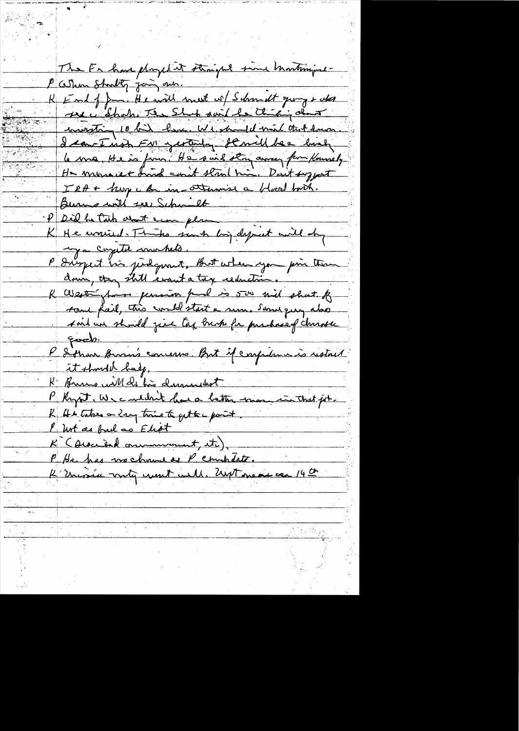The Fr have played it straight since Martinique.

P When Shultz joins us.

K End of June. He will meet w/ Schmidt group & also see the Shah. The Shah said he thinking about investing 10 bil here. We should nail that down.

I saw Irish FM yesterday. He will be a link to me. He is fine. He said stay away from Kennedy. His minister said can't stand him. Don't support IRA & keep Br in — otherwise a blood bath.

Burns will see Schmidt

P Did he talk about econ plan

K He worried. Thinks such big deficit will dry up capital markets.

P Respect his judgment. But when you pin them down, they still want a tax reduction.

K Westinghouse pension fund is 500 mil short. If some fail, this would start a run. Some guy also said we should give tax breaks for purchase of durable goods.

P I share Burns' concerns. But if confidence is restored it should help.

K Burns will do his damnedest

P Right. We couldn't have a better man in that job.

K He takes a long time to get to point.

P Not as bad as Eliot

K (Discussed environment, etc).

P He has no chance as P candidate.

K Marine unity went well. Next one is on 14th